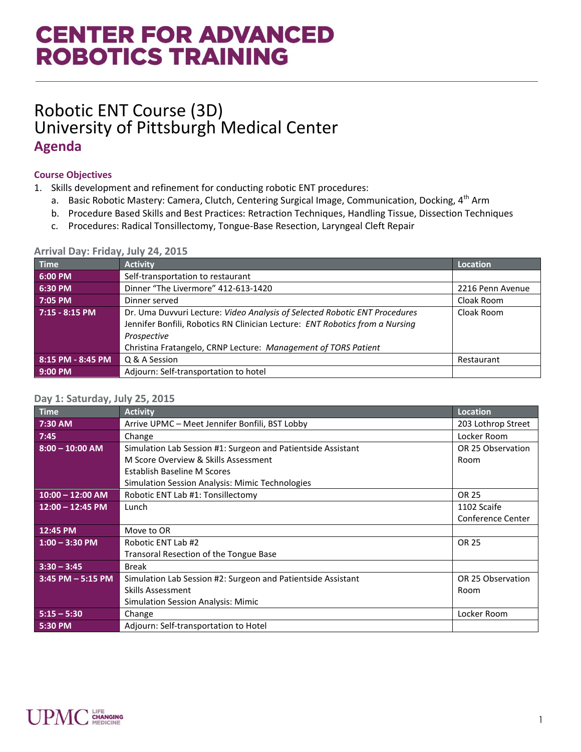# CENTER FOR ADVANCED ROBOTICS TRAINING

## Robotic ENT Course (3D)
## University of Pittsburgh Medical Center
### Agenda

#### Course Objectives

1. Skills development and refinement for conducting robotic ENT procedures:
   a. Basic Robotic Mastery: Camera, Clutch, Centering Surgical Image, Communication, Docking, 4th Arm
   b. Procedure Based Skills and Best Practices: Retraction Techniques, Handling Tissue, Dissection Techniques
   c. Procedures: Radical Tonsillectomy, Tongue-Base Resection, Laryngeal Cleft Repair

#### Arrival Day: Friday, July 24, 2015

| Time | Activity | Location |
|---|---|---|
| 6:00 PM | Self-transportation to restaurant | |
| 6:30 PM | Dinner "The Livermore" 412-613-1420 | 2216 Penn Avenue |
| 7:05 PM | Dinner served | Cloak Room |
| 7:15 - 8:15 PM | Dr. Uma Duvvuri Lecture: *Video Analysis of Selected Robotic ENT Procedures*<br>Jennifer Bonfili, Robotics RN Clinician Lecture: *ENT Robotics from a Nursing Prospective*<br>Christina Fratangelo, CRNP Lecture: *Management of TORS Patient* | Cloak Room |
| 8:15 PM - 8:45 PM | Q & A Session | Restaurant |
| 9:00 PM | Adjourn: Self-transportation to hotel | |

#### Day 1: Saturday, July 25, 2015

| Time | Activity | Location |
|---|---|---|
| 7:30 AM | Arrive UPMC – Meet Jennifer Bonfili, BST Lobby | 203 Lothrop Street |
| 7:45 | Change | Locker Room |
| 8:00 – 10:00 AM | Simulation Lab Session #1: Surgeon and Patientside Assistant<br>M Score Overview & Skills Assessment<br>Establish Baseline M Scores<br>Simulation Session Analysis: Mimic Technologies | OR 25 Observation Room |
| 10:00 – 12:00 AM | Robotic ENT Lab #1: Tonsillectomy | OR 25 |
| 12:00 – 12:45 PM | Lunch | 1102 Scaife Conference Center |
| 12:45 PM | Move to OR | |
| 1:00 – 3:30 PM | Robotic ENT Lab #2<br>Transoral Resection of the Tongue Base | OR 25 |
| 3:30 – 3:45 | Break | |
| 3:45 PM – 5:15 PM | Simulation Lab Session #2: Surgeon and Patientside Assistant<br>Skills Assessment<br>Simulation Session Analysis: Mimic | OR 25 Observation Room |
| 5:15 – 5:30 | Change | Locker Room |
| 5:30 PM | Adjourn: Self-transportation to Hotel | |

UPMC LIFE CHANGING MEDICINE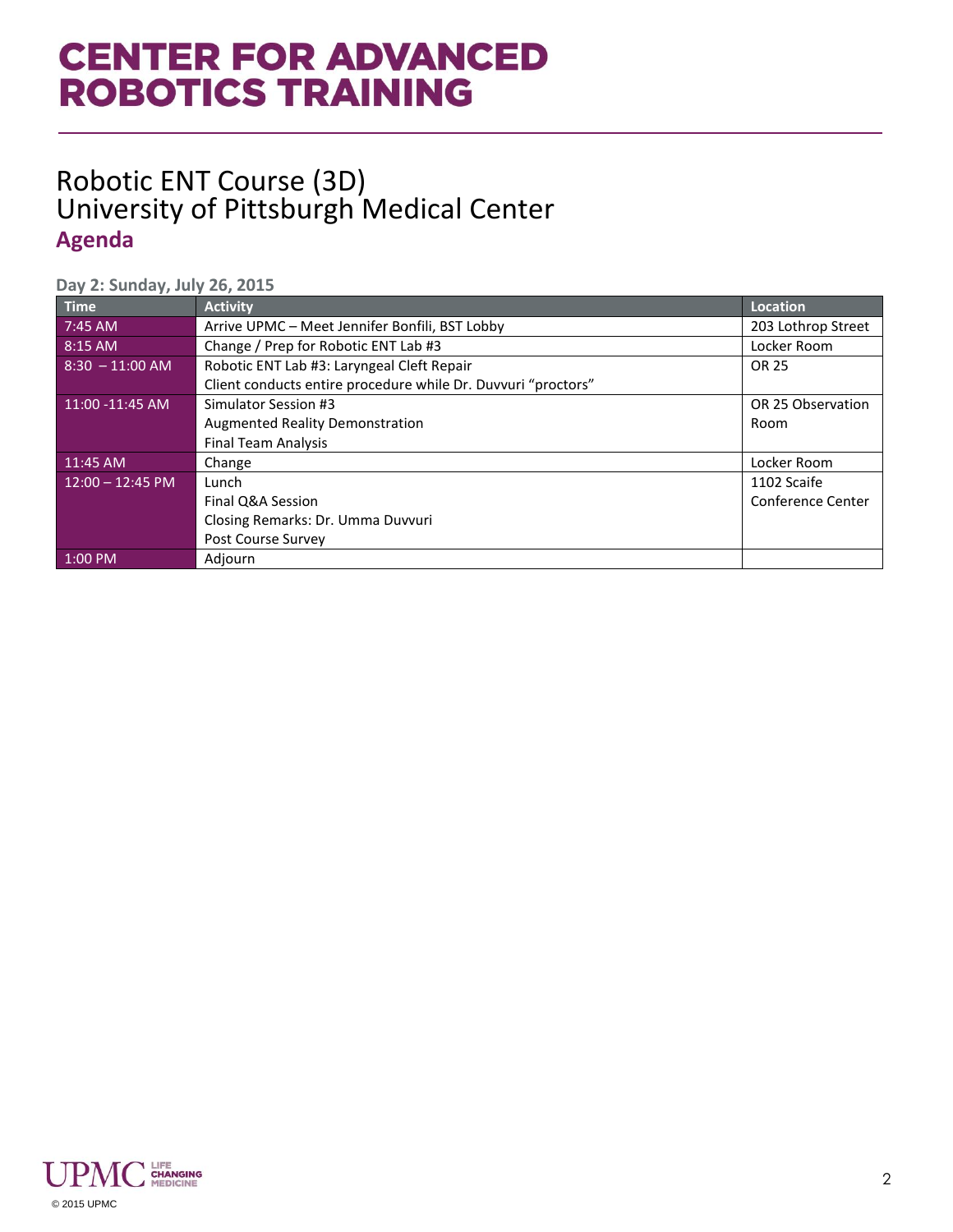# CENTER FOR ADVANCED ROBOTICS TRAINING

## Robotic ENT Course (3D)
## University of Pittsburgh Medical Center
### Agenda

**Day 2: Sunday, July 26, 2015**

| Time | Activity | Location |
|---|---|---|
| 7:45 AM | Arrive UPMC – Meet Jennifer Bonfili, BST Lobby | 203 Lothrop Street |
| 8:15 AM | Change / Prep for Robotic ENT Lab #3 | Locker Room |
| 8:30 – 11:00 AM | Robotic ENT Lab #3: Laryngeal Cleft Repair<br>Client conducts entire procedure while Dr. Duvvuri "proctors" | OR 25 |
| 11:00 -11:45 AM | Simulator Session #3<br>Augmented Reality Demonstration<br>Final Team Analysis | OR 25 Observation Room |
| 11:45 AM | Change | Locker Room |
| 12:00 – 12:45 PM | Lunch<br>Final Q&A Session<br>Closing Remarks: Dr. Umma Duvvuri<br>Post Course Survey | 1102 Scaife Conference Center |
| 1:00 PM | Adjourn | |

UPMC LIFE CHANGING MEDICINE

© 2015 UPMC